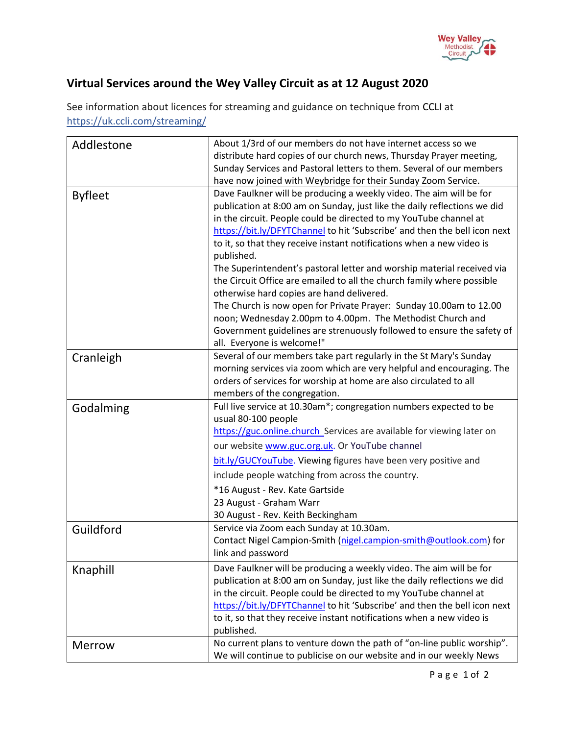# Virtual Services around the Wey Valley Circuit as at 12 August 2020

See information about licences for streaming and guidance on technique from CCLI at https://uk.ccli.com/streaming/

| | |
|---|---|
| Addlestone | About 1/3rd of our members do not have internet access so we distribute hard copies of our church news, Thursday Prayer meeting, Sunday Services and Pastoral letters to them. Several of our members have now joined with Weybridge for their Sunday Zoom Service. |
| Byfleet | Dave Faulkner will be producing a weekly video. The aim will be for publication at 8:00 am on Sunday, just like the daily reflections we did in the circuit. People could be directed to my YouTube channel at https://bit.ly/DFYTChannel to hit 'Subscribe' and then the bell icon next to it, so that they receive instant notifications when a new video is published.<br>The Superintendent's pastoral letter and worship material received via the Circuit Office are emailed to all the church family where possible otherwise hard copies are hand delivered.<br>The Church is now open for Private Prayer: Sunday 10.00am to 12.00 noon; Wednesday 2.00pm to 4.00pm. The Methodist Church and Government guidelines are strenuously followed to ensure the safety of all. Everyone is welcome!" |
| Cranleigh | Several of our members take part regularly in the St Mary's Sunday morning services via zoom which are very helpful and encouraging. The orders of services for worship at home are also circulated to all members of the congregation. |
| Godalming | Full live service at 10.30am*; congregation numbers expected to be usual 80-100 people<br>https://guc.online.church Services are available for viewing later on our website www.guc.org.uk. Or YouTube channel bit.ly/GUCYouTube. Viewing figures have been very positive and include people watching from across the country.<br>*16 August - Rev. Kate Gartside<br>23 August - Graham Warr<br>30 August - Rev. Keith Beckingham |
| Guildford | Service via Zoom each Sunday at 10.30am.<br>Contact Nigel Campion-Smith (nigel.campion-smith@outlook.com) for link and password |
| Knaphill | Dave Faulkner will be producing a weekly video. The aim will be for publication at 8:00 am on Sunday, just like the daily reflections we did in the circuit. People could be directed to my YouTube channel at https://bit.ly/DFYTChannel to hit 'Subscribe' and then the bell icon next to it, so that they receive instant notifications when a new video is published. |
| Merrow | No current plans to venture down the path of "on-line public worship". We will continue to publicise on our website and in our weekly News |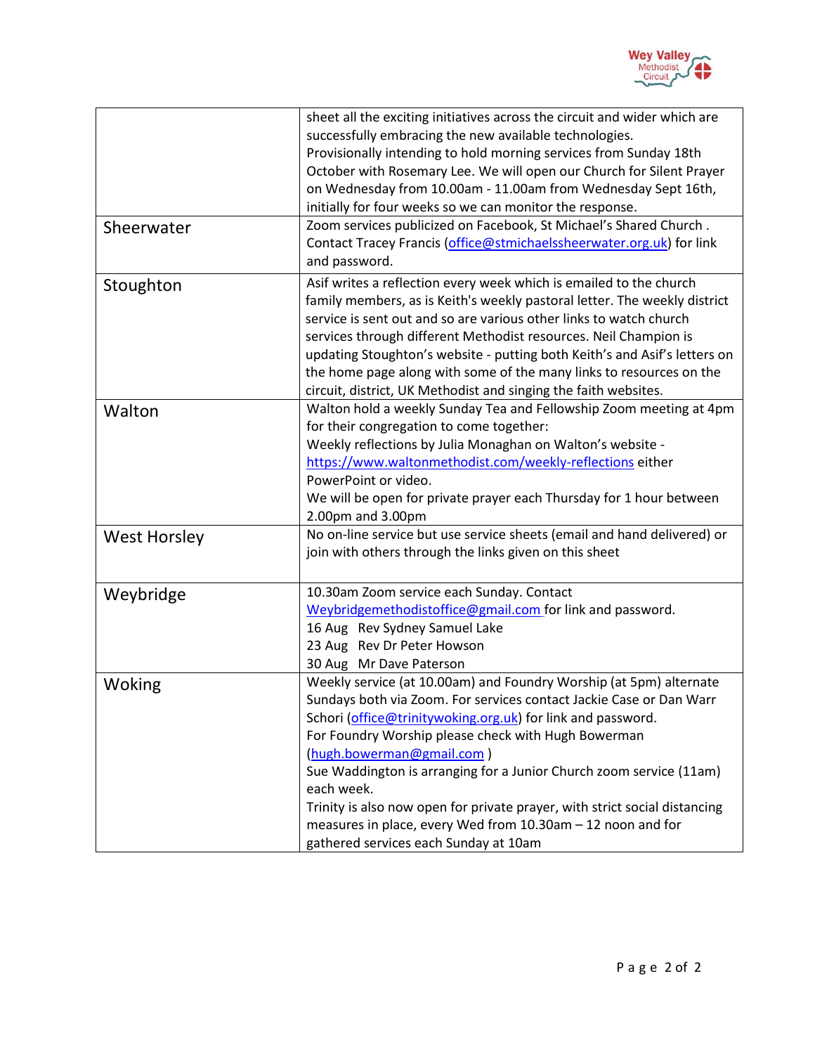| | |
|---|---|
| | sheet all the exciting initiatives across the circuit and wider which are successfully embracing the new available technologies.<br>Provisionally intending to hold morning services from Sunday 18th October with Rosemary Lee. We will open our Church for Silent Prayer on Wednesday from 10.00am - 11.00am from Wednesday Sept 16th, initially for four weeks so we can monitor the response. |
| Sheerwater | Zoom services publicized on Facebook, St Michael's Shared Church . Contact Tracey Francis (office@stmichaelssheerwater.org.uk) for link and password. |
| Stoughton | Asif writes a reflection every week which is emailed to the church family members, as is Keith's weekly pastoral letter. The weekly district service is sent out and so are various other links to watch church services through different Methodist resources. Neil Champion is updating Stoughton's website - putting both Keith's and Asif's letters on the home page along with some of the many links to resources on the circuit, district, UK Methodist and singing the faith websites. |
| Walton | Walton hold a weekly Sunday Tea and Fellowship Zoom meeting at 4pm for their congregation to come together:<br>Weekly reflections by Julia Monaghan on Walton's website - https://www.waltonmethodist.com/weekly-reflections either PowerPoint or video.<br>We will be open for private prayer each Thursday for 1 hour between 2.00pm and 3.00pm |
| West Horsley | No on-line service but use service sheets (email and hand delivered) or join with others through the links given on this sheet |
| Weybridge | 10.30am Zoom service each Sunday. Contact Weybridgemethodistoffice@gmail.com for link and password.<br>16 Aug Rev Sydney Samuel Lake<br>23 Aug Rev Dr Peter Howson<br>30 Aug Mr Dave Paterson |
| Woking | Weekly service (at 10.00am) and Foundry Worship (at 5pm) alternate Sundays both via Zoom. For services contact Jackie Case or Dan Warr Schori (office@trinitywoking.org.uk) for link and password.<br>For Foundry Worship please check with Hugh Bowerman (hugh.bowerman@gmail.com )<br>Sue Waddington is arranging for a Junior Church zoom service (11am) each week.<br>Trinity is also now open for private prayer, with strict social distancing measures in place, every Wed from 10.30am – 12 noon and for gathered services each Sunday at 10am |